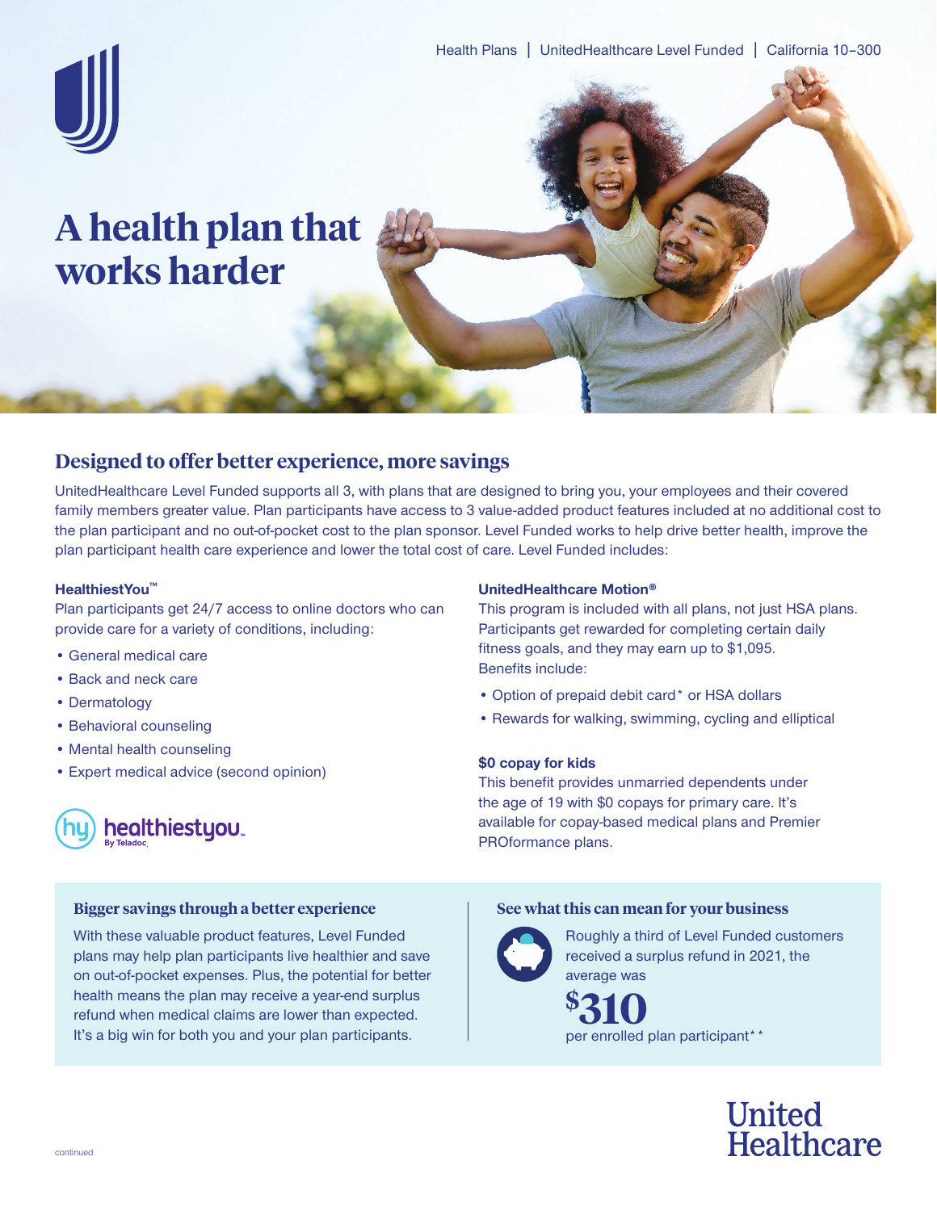Health Plans | UnitedHealthcare Level Funded | California 10–300

# A health plan that works harder

## Designed to offer better experience, more savings

UnitedHealthcare Level Funded supports all 3, with plans that are designed to bring you, your employees and their covered family members greater value. Plan participants have access to 3 value-added product features included at no additional cost to the plan participant and no out-of-pocket cost to the plan sponsor. Level Funded works to help drive better health, improve the plan participant health care experience and lower the total cost of care. Level Funded includes:

**HealthiestYou™**

Plan participants get 24/7 access to online doctors who can provide care for a variety of conditions, including:

- General medical care
- Back and neck care
- Dermatology
- Behavioral counseling
- Mental health counseling
- Expert medical advice (second opinion)

healthiestyou™ By Teladoc.

**UnitedHealthcare Motion®**

This program is included with all plans, not just HSA plans. Participants get rewarded for completing certain daily fitness goals, and they may earn up to $1,095. Benefits include:

- Option of prepaid debit card* or HSA dollars
- Rewards for walking, swimming, cycling and elliptical

**$0 copay for kids**

This benefit provides unmarried dependents under the age of 19 with $0 copays for primary care. It's available for copay-based medical plans and Premier PROformance plans.

### Bigger savings through a better experience

With these valuable product features, Level Funded plans may help plan participants live healthier and save on out-of-pocket expenses. Plus, the potential for better health means the plan may receive a year-end surplus refund when medical claims are lower than expected. It's a big win for both you and your plan participants.

### See what this can mean for your business

Roughly a third of Level Funded customers received a surplus refund in 2021, the average was

**$310**

per enrolled plan participant**

continued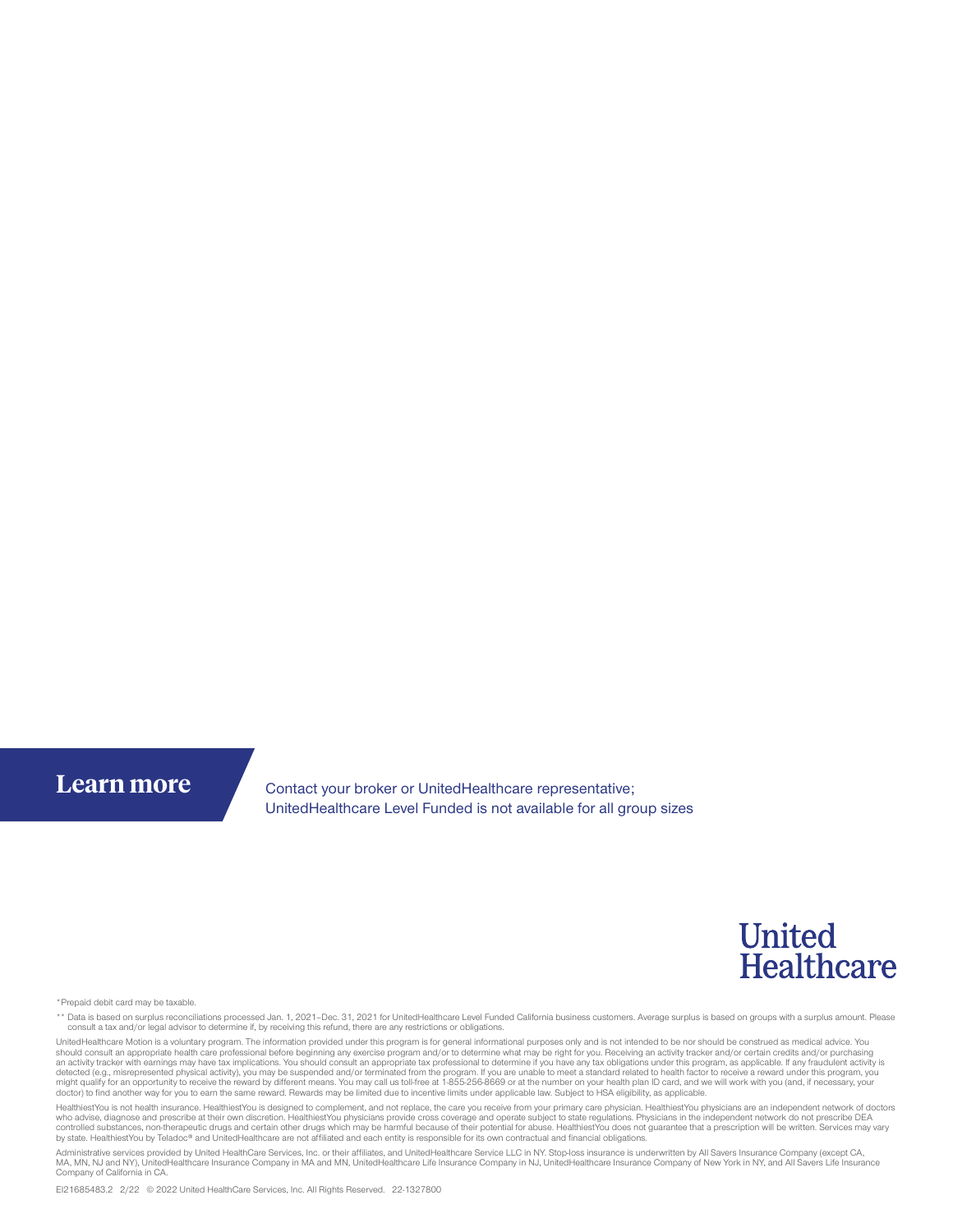## Learn more

Contact your broker or UnitedHealthcare representative; UnitedHealthcare Level Funded is not available for all group sizes

United Healthcare

*Prepaid debit card may be taxable.

** Data is based on surplus reconciliations processed Jan. 1, 2021–Dec. 31, 2021 for UnitedHealthcare Level Funded California business customers. Average surplus is based on groups with a surplus amount. Please consult a tax and/or legal advisor to determine if, by receiving this refund, there are any restrictions or obligations.

UnitedHealthcare Motion is a voluntary program. The information provided under this program is for general informational purposes only and is not intended to be nor should be construed as medical advice. You should consult an appropriate health care professional before beginning any exercise program and/or to determine what may be right for you. Receiving an activity tracker and/or certain credits and/or purchasing an activity tracker with earnings may have tax implications. You should consult an appropriate tax professional to determine if you have any tax obligations under this program, as applicable. If any fraudulent activity is detected (e.g., misrepresented physical activity), you may be suspended and/or terminated from the program. If you are unable to meet a standard related to health factor to receive a reward under this program, you might qualify for an opportunity to receive the reward by different means. You may call us toll-free at 1-855-256-8669 or at the number on your health plan ID card, and we will work with you (and, if necessary, your doctor) to find another way for you to earn the same reward. Rewards may be limited due to incentive limits under applicable law. Subject to HSA eligibility, as applicable.

HealthiestYou is not health insurance. HealthiestYou is designed to complement, and not replace, the care you receive from your primary care physician. HealthiestYou physicians are an independent network of doctors who advise, diagnose and prescribe at their own discretion. HealthiestYou physicians provide cross coverage and operate subject to state regulations. Physicians in the independent network do not prescribe DEA controlled substances, non-therapeutic drugs and certain other drugs which may be harmful because of their potential for abuse. HealthiestYou does not guarantee that a prescription will be written. Services may vary by state. HealthiestYou by Teladoc® and UnitedHealthcare are not affiliated and each entity is responsible for its own contractual and financial obligations.

Administrative services provided by United HealthCare Services, Inc. or their affiliates, and UnitedHealthcare Service LLC in NY. Stop-loss insurance is underwritten by All Savers Insurance Company (except CA, MA, MN, NJ and NY), UnitedHealthcare Insurance Company in MA and MN, UnitedHealthcare Life Insurance Company in NJ, UnitedHealthcare Insurance Company of New York in NY, and All Savers Life Insurance Company of California in CA.

EI21685483.2 2/22 © 2022 United HealthCare Services, Inc. All Rights Reserved. 22-1327800